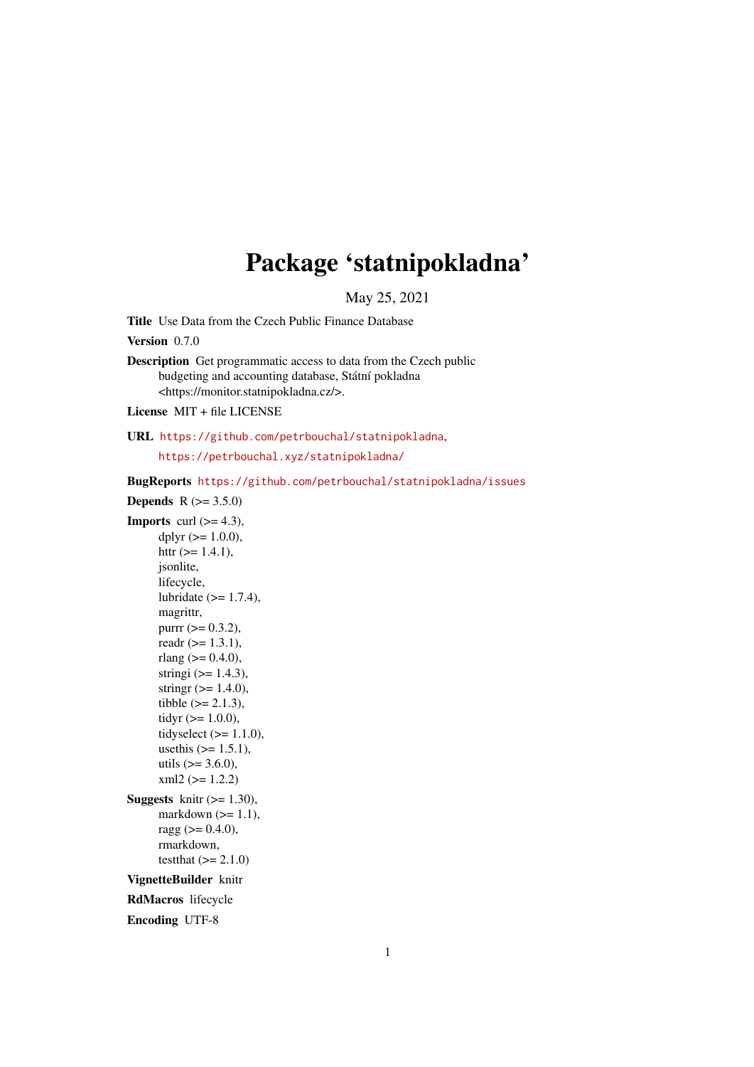# Package 'statnipokladna'

May 25, 2021

**Title** Use Data from the Czech Public Finance Database

**Version** 0.7.0

**Description** Get programmatic access to data from the Czech public budgeting and accounting database, Státní pokladna <https://monitor.statnipokladna.cz/>.

**License** MIT + file LICENSE

**URL** https://github.com/petrbouchal/statnipokladna, https://petrbouchal.xyz/statnipokladna/

**BugReports** https://github.com/petrbouchal/statnipokladna/issues

**Depends** R (>= 3.5.0)

**Imports** curl (>= 4.3), dplyr (>= 1.0.0), httr (>= 1.4.1), jsonlite, lifecycle, lubridate (>= 1.7.4), magrittr, purrr (>= 0.3.2), readr (>= 1.3.1), rlang (>= 0.4.0), stringi (>= 1.4.3), stringr (>= 1.4.0), tibble (>= 2.1.3), tidyr (>= 1.0.0), tidyselect (>= 1.1.0), usethis (>= 1.5.1), utils (>= 3.6.0), xml2 (>= 1.2.2)

**Suggests** knitr (>= 1.30), markdown (>= 1.1), ragg (>= 0.4.0), rmarkdown, testthat (>= 2.1.0)

**VignetteBuilder** knitr

**RdMacros** lifecycle

**Encoding** UTF-8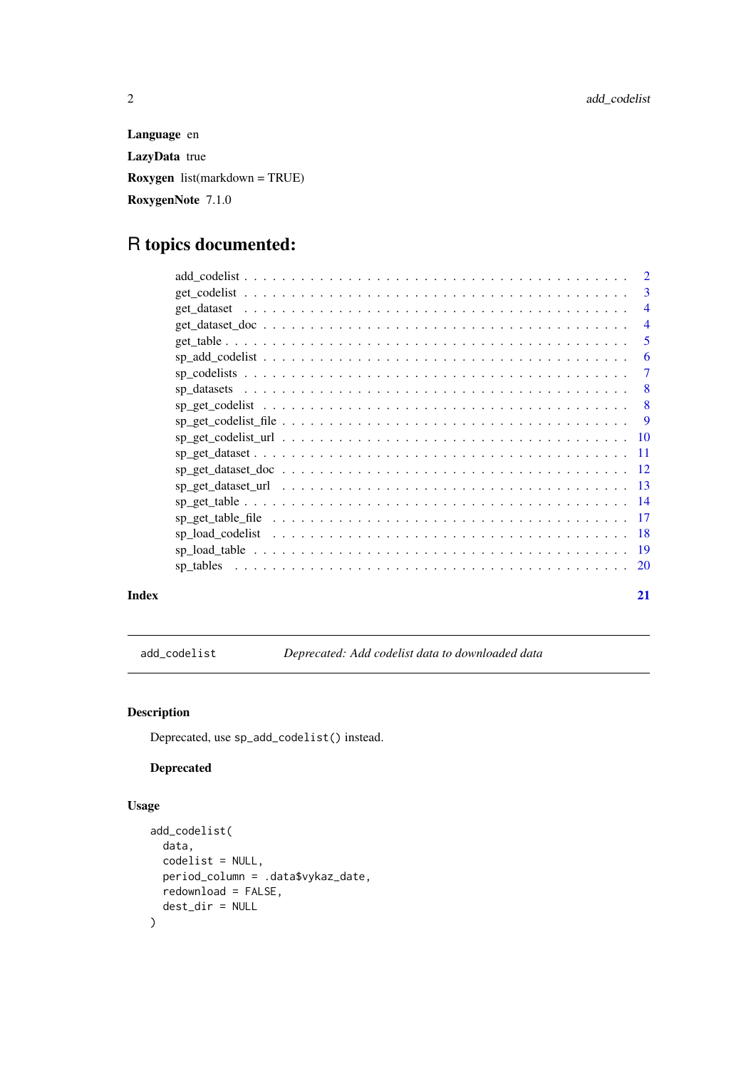**Language** en

**LazyData** true

**Roxygen** list(markdown = TRUE)

**RoxygenNote** 7.1.0

# R topics documented:

| | |
|---|---|
| add_codelist | 2 |
| get_codelist | 3 |
| get_dataset | 4 |
| get_dataset_doc | 4 |
| get_table | 5 |
| sp_add_codelist | 6 |
| sp_codelists | 7 |
| sp_datasets | 8 |
| sp_get_codelist | 8 |
| sp_get_codelist_file | 9 |
| sp_get_codelist_url | 10 |
| sp_get_dataset | 11 |
| sp_get_dataset_doc | 12 |
| sp_get_dataset_url | 13 |
| sp_get_table | 14 |
| sp_get_table_file | 17 |
| sp_load_codelist | 18 |
| sp_load_table | 19 |
| sp_tables | 20 |

**Index** **21**

---

`add_codelist` *Deprecated: Add codelist data to downloaded data*

---

## Description

Deprecated, use `sp_add_codelist()` instead.

### Deprecated

## Usage

```
add_codelist(
  data,
  codelist = NULL,
  period_column = .data$vykaz_date,
  redownload = FALSE,
  dest_dir = NULL
)
```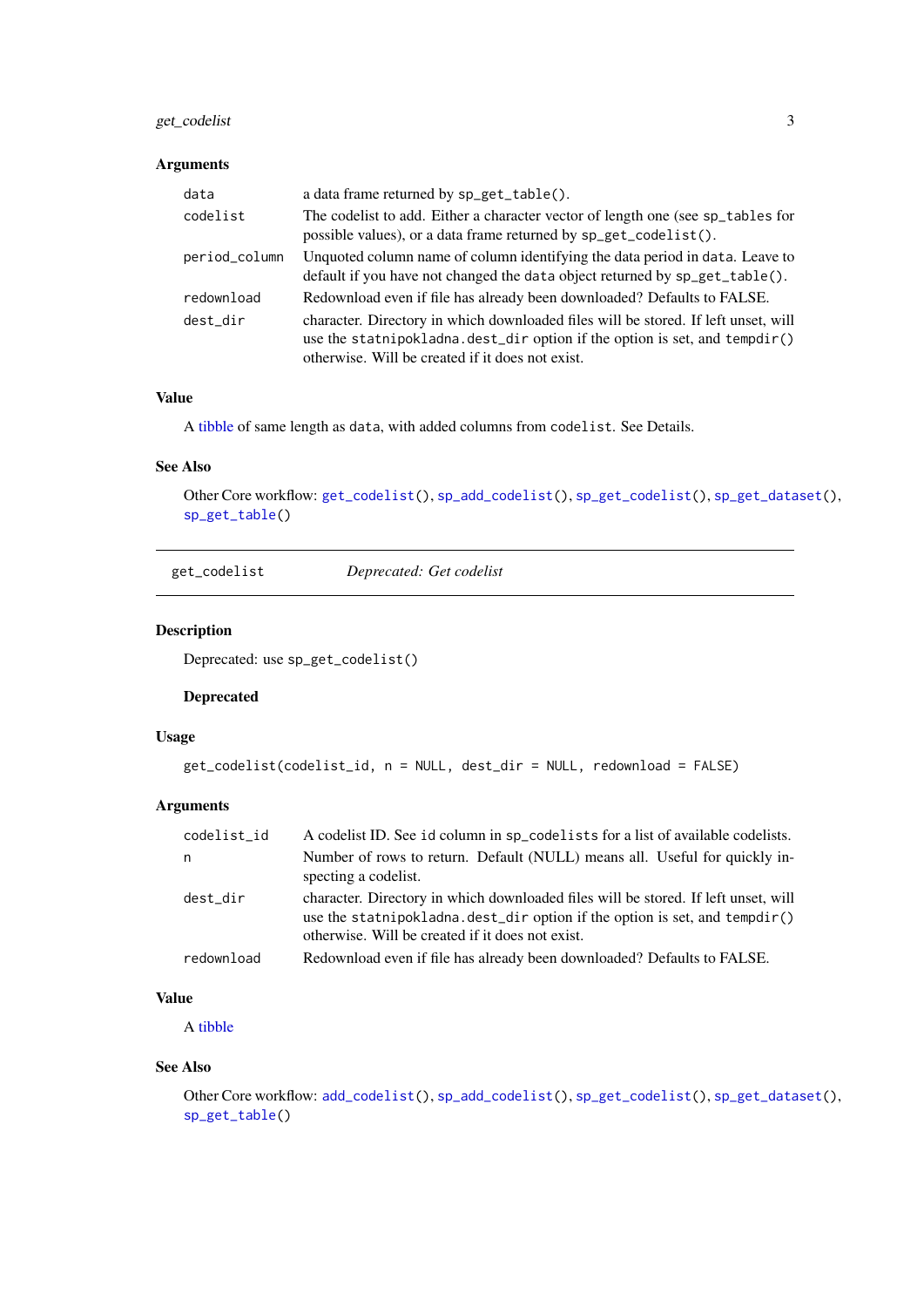### Arguments

| | |
|---|---|
| `data` | a data frame returned by `sp_get_table()`. |
| `codelist` | The codelist to add. Either a character vector of length one (see `sp_tables` for possible values), or a data frame returned by `sp_get_codelist()`. |
| `period_column` | Unquoted column name of column identifying the data period in `data`. Leave to default if you have not changed the `data` object returned by `sp_get_table()`. |
| `redownload` | Redownload even if file has already been downloaded? Defaults to FALSE. |
| `dest_dir` | character. Directory in which downloaded files will be stored. If left unset, will use the `statnipokladna.dest_dir` option if the option is set, and `tempdir()` otherwise. Will be created if it does not exist. |

### Value

A tibble of same length as `data`, with added columns from `codelist`. See Details.

### See Also

Other Core workflow: `get_codelist()`, `sp_add_codelist()`, `sp_get_codelist()`, `sp_get_dataset()`, `sp_get_table()`

---

## get_codelist — *Deprecated: Get codelist*

### Description

Deprecated: use `sp_get_codelist()`

#### Deprecated

### Usage

```
get_codelist(codelist_id, n = NULL, dest_dir = NULL, redownload = FALSE)
```

### Arguments

| | |
|---|---|
| `codelist_id` | A codelist ID. See `id` column in `sp_codelists` for a list of available codelists. |
| `n` | Number of rows to return. Default (NULL) means all. Useful for quickly inspecting a codelist. |
| `dest_dir` | character. Directory in which downloaded files will be stored. If left unset, will use the `statnipokladna.dest_dir` option if the option is set, and `tempdir()` otherwise. Will be created if it does not exist. |
| `redownload` | Redownload even if file has already been downloaded? Defaults to FALSE. |

### Value

A tibble

### See Also

Other Core workflow: `add_codelist()`, `sp_add_codelist()`, `sp_get_codelist()`, `sp_get_dataset()`, `sp_get_table()`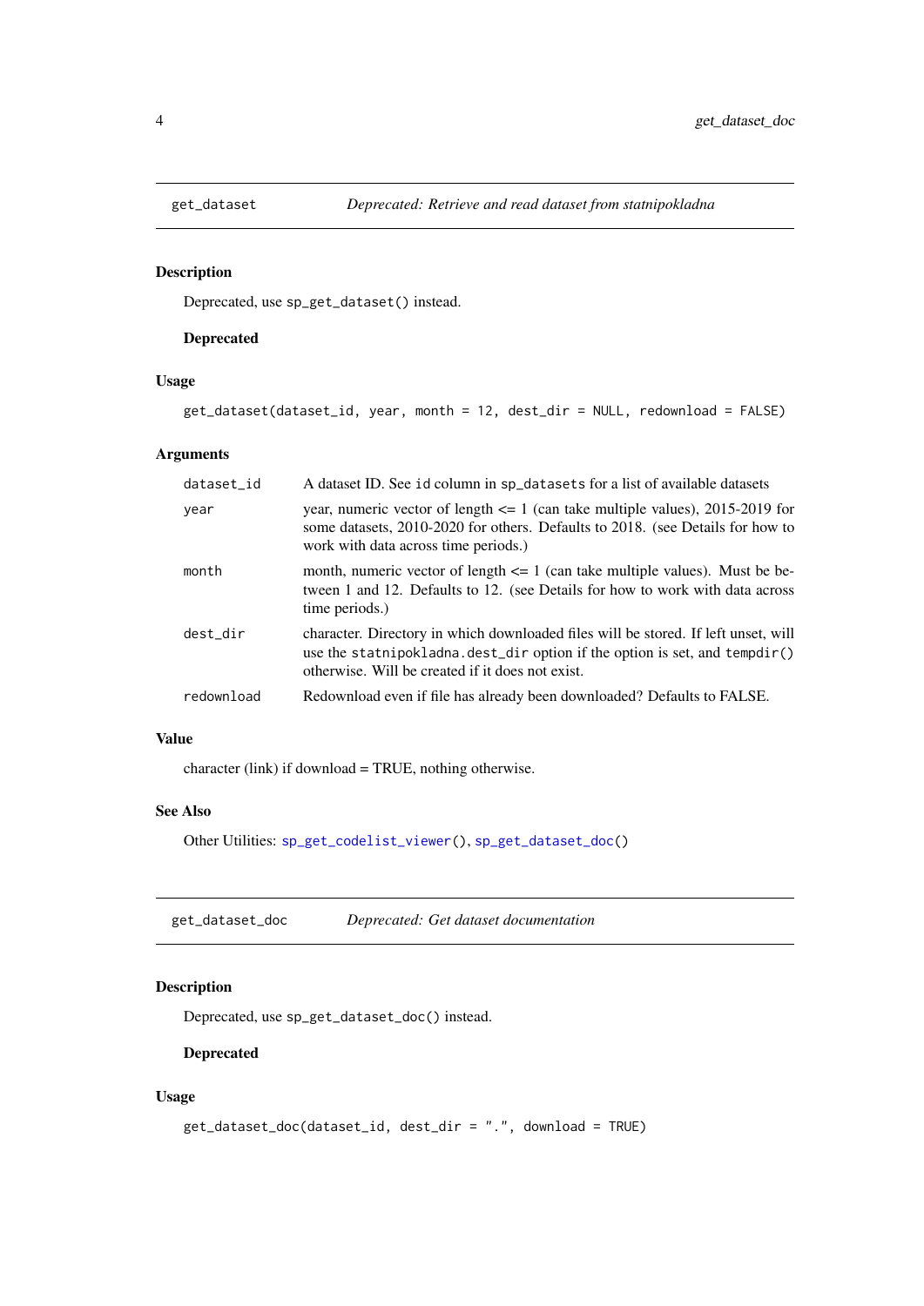## get_dataset — *Deprecated: Retrieve and read dataset from statnipokladna*

### Description

Deprecated, use `sp_get_dataset()` instead.

#### Deprecated

### Usage

```
get_dataset(dataset_id, year, month = 12, dest_dir = NULL, redownload = FALSE)
```

### Arguments

| | |
|---|---|
| `dataset_id` | A dataset ID. See `id` column in `sp_datasets` for a list of available datasets |
| `year` | year, numeric vector of length <= 1 (can take multiple values), 2015-2019 for some datasets, 2010-2020 for others. Defaults to 2018. (see Details for how to work with data across time periods.) |
| `month` | month, numeric vector of length <= 1 (can take multiple values). Must be between 1 and 12. Defaults to 12. (see Details for how to work with data across time periods.) |
| `dest_dir` | character. Directory in which downloaded files will be stored. If left unset, will use the `statnipokladna.dest_dir` option if the option is set, and `tempdir()` otherwise. Will be created if it does not exist. |
| `redownload` | Redownload even if file has already been downloaded? Defaults to FALSE. |

### Value

character (link) if download = TRUE, nothing otherwise.

### See Also

Other Utilities: `sp_get_codelist_viewer()`, `sp_get_dataset_doc()`

## get_dataset_doc — *Deprecated: Get dataset documentation*

### Description

Deprecated, use `sp_get_dataset_doc()` instead.

#### Deprecated

### Usage

```
get_dataset_doc(dataset_id, dest_dir = ".", download = TRUE)
```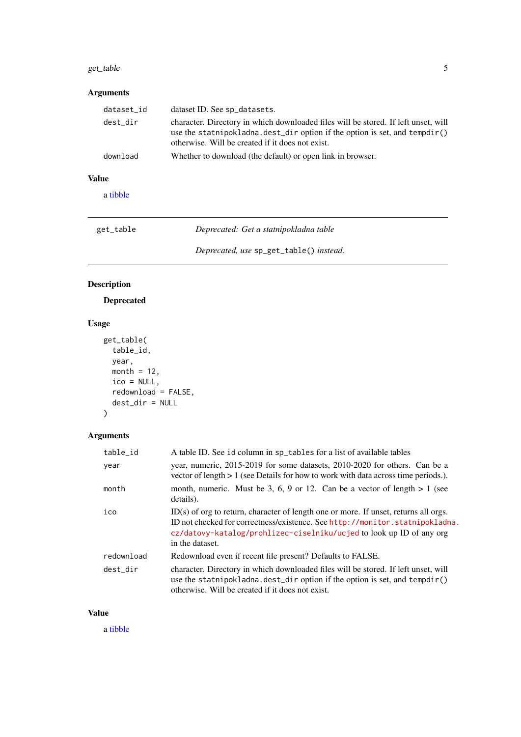## Arguments

| | |
|---|---|
| `dataset_id` | dataset ID. See `sp_datasets`. |
| `dest_dir` | character. Directory in which downloaded files will be stored. If left unset, will use the `statnipokladna.dest_dir` option if the option is set, and `tempdir()` otherwise. Will be created if it does not exist. |
| `download` | Whether to download (the default) or open link in browser. |

## Value

a tibble

---

`get_table` *Deprecated: Get a statnipokladna table*

*Deprecated, use* `sp_get_table()` *instead.*

---

## Description

**Deprecated**

## Usage

```
get_table(
  table_id,
  year,
  month = 12,
  ico = NULL,
  redownload = FALSE,
  dest_dir = NULL
)
```

## Arguments

| | |
|---|---|
| `table_id` | A table ID. See `id` column in `sp_tables` for a list of available tables |
| `year` | year, numeric, 2015-2019 for some datasets, 2010-2020 for others. Can be a vector of length > 1 (see Details for how to work with data across time periods.). |
| `month` | month, numeric. Must be 3, 6, 9 or 12. Can be a vector of length > 1 (see details). |
| `ico` | ID(s) of org to return, character of length one or more. If unset, returns all orgs. ID not checked for correctness/existence. See `http://monitor.statnipokladna.cz/datovy-katalog/prohlizec-ciselniku/ucjed` to look up ID of any org in the dataset. |
| `redownload` | Redownload even if recent file present? Defaults to FALSE. |
| `dest_dir` | character. Directory in which downloaded files will be stored. If left unset, will use the `statnipokladna.dest_dir` option if the option is set, and `tempdir()` otherwise. Will be created if it does not exist. |

## Value

a tibble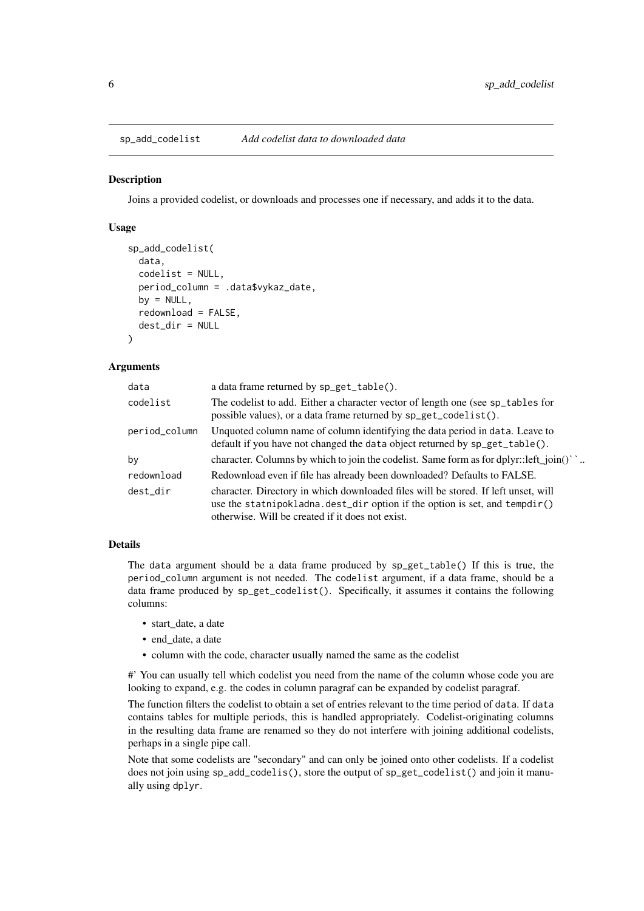## sp_add_codelist — *Add codelist data to downloaded data*

### Description

Joins a provided codelist, or downloads and processes one if necessary, and adds it to the data.

### Usage

```
sp_add_codelist(
  data,
  codelist = NULL,
  period_column = .data$vykaz_date,
  by = NULL,
  redownload = FALSE,
  dest_dir = NULL
)
```

### Arguments

| | |
|---|---|
| `data` | a data frame returned by `sp_get_table()`. |
| `codelist` | The codelist to add. Either a character vector of length one (see `sp_tables` for possible values), or a data frame returned by `sp_get_codelist()`. |
| `period_column` | Unquoted column name of column identifying the data period in `data`. Leave to default if you have not changed the `data` object returned by `sp_get_table()`. |
| `by` | character. Columns by which to join the codelist. Same form as for dplyr::left_join()``.. |
| `redownload` | Redownload even if file has already been downloaded? Defaults to FALSE. |
| `dest_dir` | character. Directory in which downloaded files will be stored. If left unset, will use the `statnipokladna.dest_dir` option if the option is set, and `tempdir()` otherwise. Will be created if it does not exist. |

### Details

The `data` argument should be a data frame produced by `sp_get_table()` If this is true, the `period_column` argument is not needed. The `codelist` argument, if a data frame, should be a data frame produced by `sp_get_codelist()`. Specifically, it assumes it contains the following columns:

- start_date, a date
- end_date, a date
- column with the code, character usually named the same as the codelist

#' You can usually tell which codelist you need from the name of the column whose code you are looking to expand, e.g. the codes in column paragraf can be expanded by codelist paragraf.

The function filters the codelist to obtain a set of entries relevant to the time period of `data`. If `data` contains tables for multiple periods, this is handled appropriately. Codelist-originating columns in the resulting data frame are renamed so they do not interfere with joining additional codelists, perhaps in a single pipe call.

Note that some codelists are "secondary" and can only be joined onto other codelists. If a codelist does not join using `sp_add_codelis()`, store the output of `sp_get_codelist()` and join it manually using `dplyr`.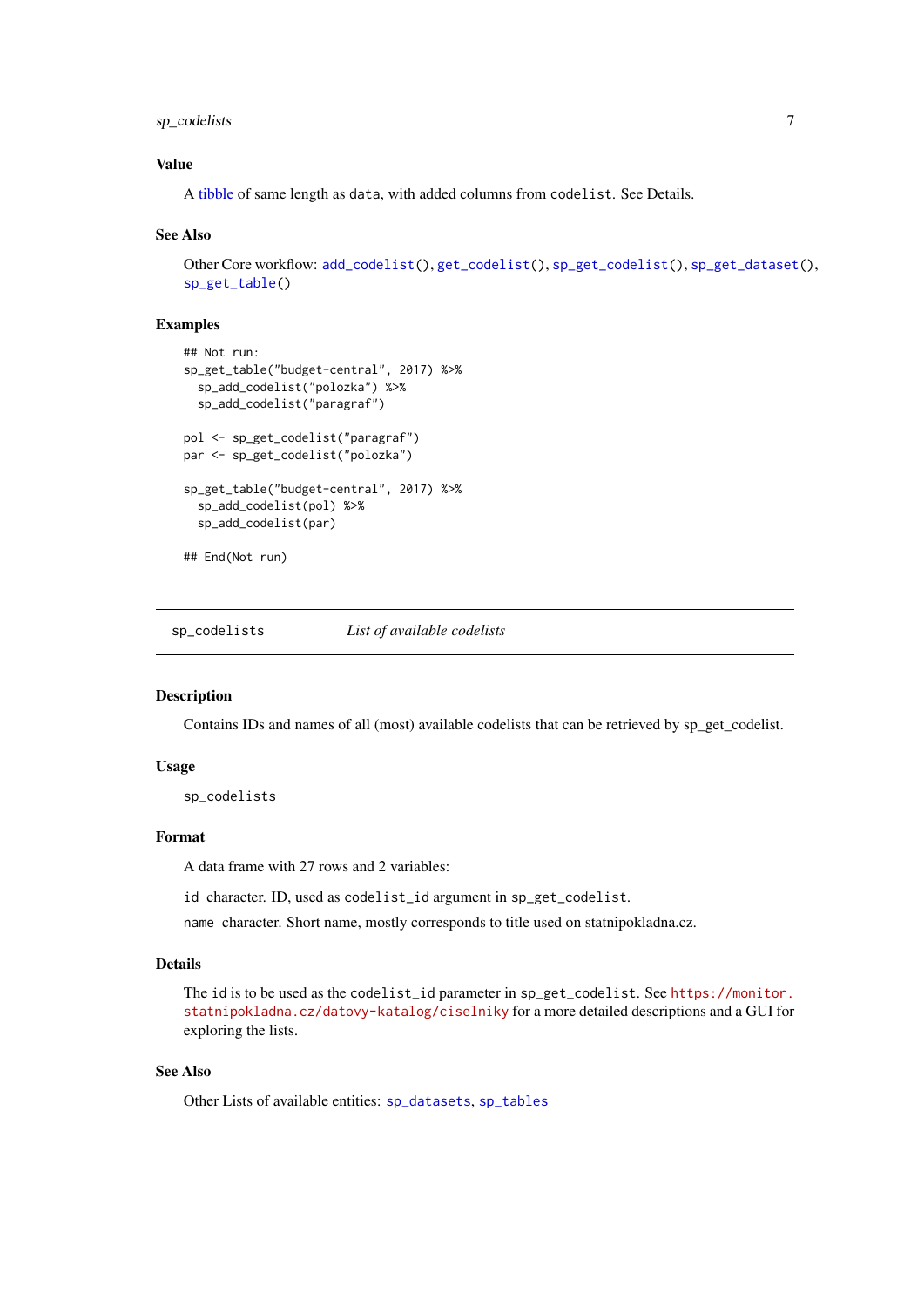### Value

A tibble of same length as `data`, with added columns from `codelist`. See Details.

### See Also

Other Core workflow: `add_codelist()`, `get_codelist()`, `sp_get_codelist()`, `sp_get_dataset()`, `sp_get_table()`

### Examples

```
## Not run:
sp_get_table("budget-central", 2017) %>%
  sp_add_codelist("polozka") %>%
  sp_add_codelist("paragraf")

pol <- sp_get_codelist("paragraf")
par <- sp_get_codelist("polozka")

sp_get_table("budget-central", 2017) %>%
  sp_add_codelist(pol) %>%
  sp_add_codelist(par)

## End(Not run)
```

---

## sp_codelists    *List of available codelists*

---

### Description

Contains IDs and names of all (most) available codelists that can be retrieved by sp_get_codelist.

### Usage

```
sp_codelists
```

### Format

A data frame with 27 rows and 2 variables:

`id` character. ID, used as `codelist_id` argument in `sp_get_codelist`.

`name` character. Short name, mostly corresponds to title used on statnipokladna.cz.

### Details

The `id` is to be used as the `codelist_id` parameter in `sp_get_codelist`. See `https://monitor.statnipokladna.cz/datovy-katalog/ciselniky` for a more detailed descriptions and a GUI for exploring the lists.

### See Also

Other Lists of available entities: `sp_datasets`, `sp_tables`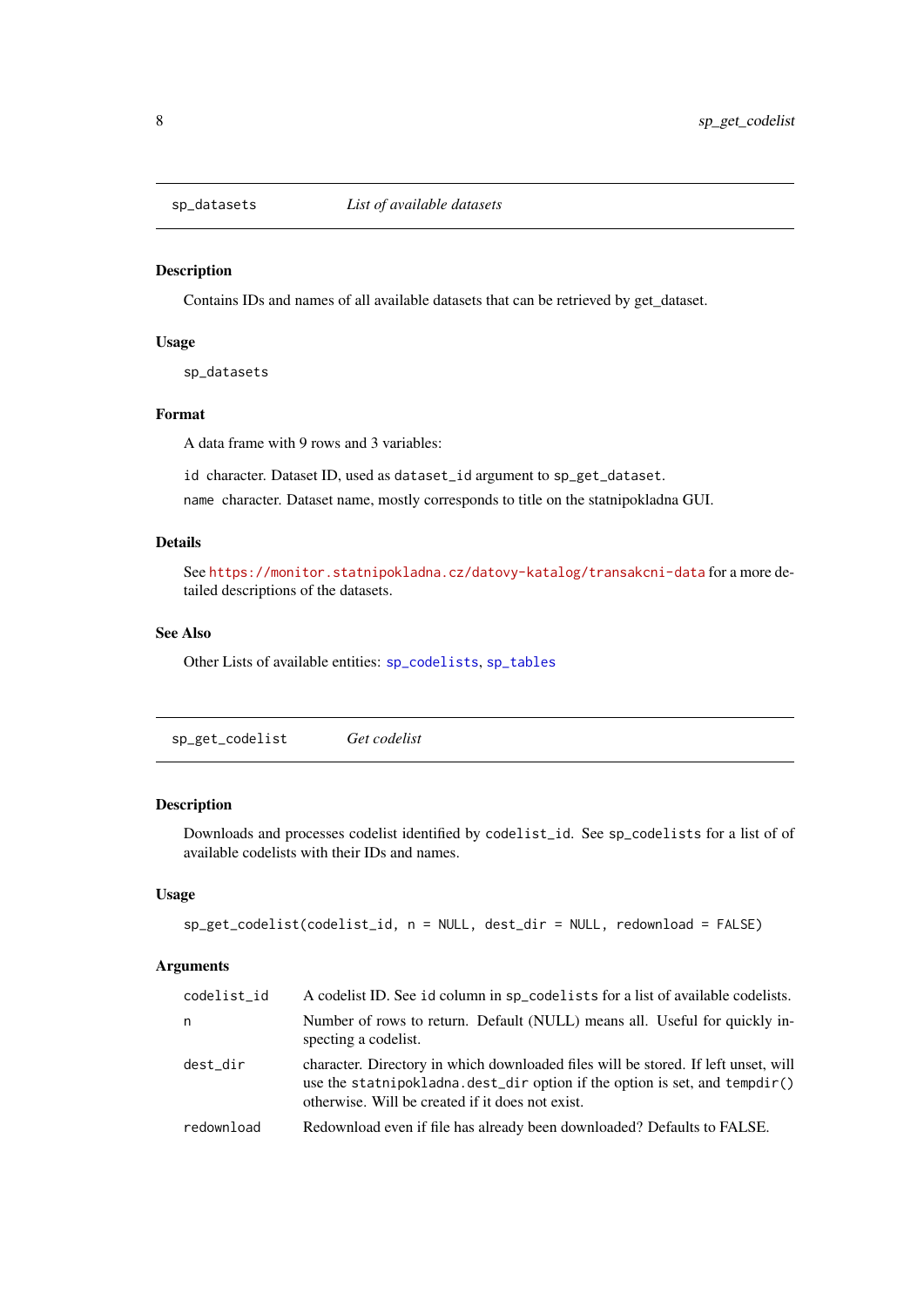## sp_datasets — *List of available datasets*

### Description

Contains IDs and names of all available datasets that can be retrieved by get_dataset.

### Usage

```
sp_datasets
```

### Format

A data frame with 9 rows and 3 variables:

- `id` character. Dataset ID, used as `dataset_id` argument to `sp_get_dataset`.
- `name` character. Dataset name, mostly corresponds to title on the statnipokladna GUI.

### Details

See https://monitor.statnipokladna.cz/datovy-katalog/transakcni-data for a more detailed descriptions of the datasets.

### See Also

Other Lists of available entities: `sp_codelists`, `sp_tables`

## sp_get_codelist — *Get codelist*

### Description

Downloads and processes codelist identified by `codelist_id`. See `sp_codelists` for a list of of available codelists with their IDs and names.

### Usage

```
sp_get_codelist(codelist_id, n = NULL, dest_dir = NULL, redownload = FALSE)
```

### Arguments

| Argument | Description |
|---|---|
| `codelist_id` | A codelist ID. See `id` column in `sp_codelists` for a list of available codelists. |
| `n` | Number of rows to return. Default (NULL) means all. Useful for quickly inspecting a codelist. |
| `dest_dir` | character. Directory in which downloaded files will be stored. If left unset, will use the `statnipokladna.dest_dir` option if the option is set, and `tempdir()` otherwise. Will be created if it does not exist. |
| `redownload` | Redownload even if file has already been downloaded? Defaults to FALSE. |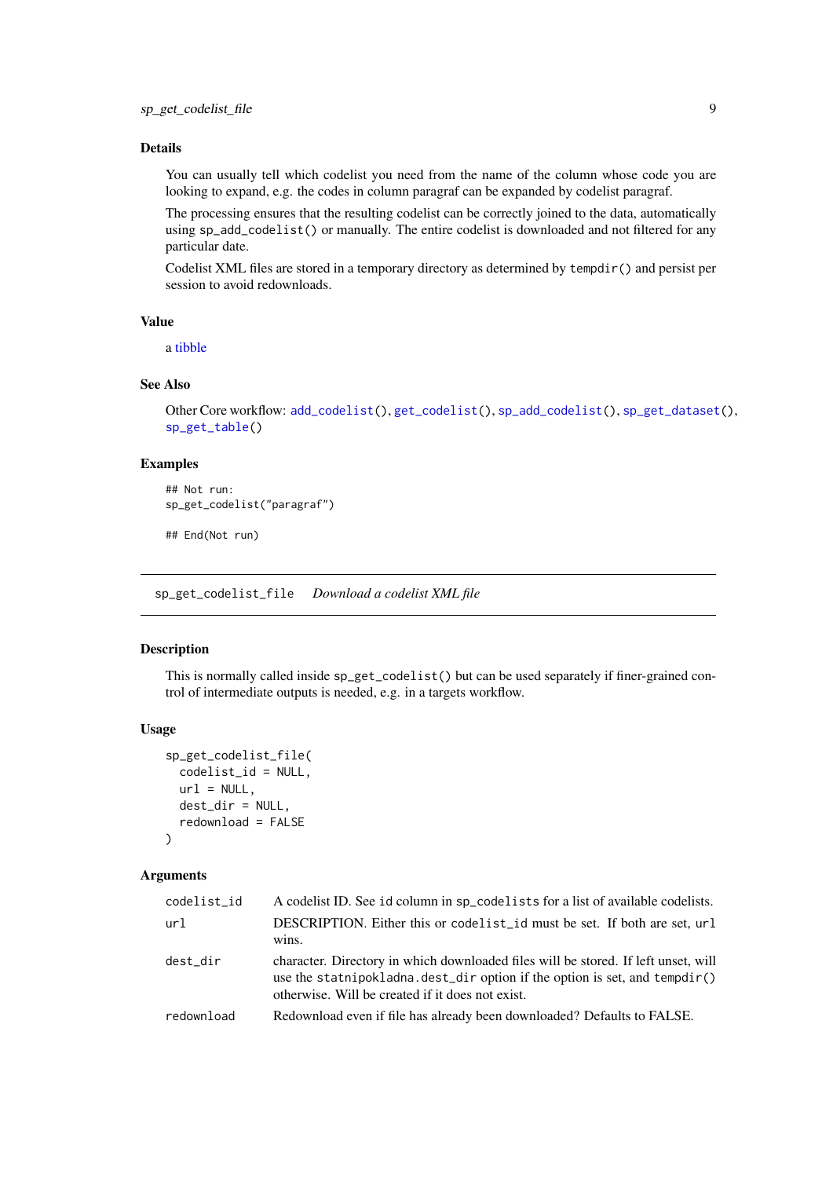### Details

You can usually tell which codelist you need from the name of the column whose code you are looking to expand, e.g. the codes in column paragraf can be expanded by codelist paragraf.

The processing ensures that the resulting codelist can be correctly joined to the data, automatically using `sp_add_codelist()` or manually. The entire codelist is downloaded and not filtered for any particular date.

Codelist XML files are stored in a temporary directory as determined by `tempdir()` and persist per session to avoid redownloads.

### Value

a tibble

### See Also

Other Core workflow: `add_codelist()`, `get_codelist()`, `sp_add_codelist()`, `sp_get_dataset()`, `sp_get_table()`

### Examples

```
## Not run:
sp_get_codelist("paragraf")

## End(Not run)
```

---

## `sp_get_codelist_file` *Download a codelist XML file*

---

### Description

This is normally called inside `sp_get_codelist()` but can be used separately if finer-grained control of intermediate outputs is needed, e.g. in a targets workflow.

### Usage

```
sp_get_codelist_file(
  codelist_id = NULL,
  url = NULL,
  dest_dir = NULL,
  redownload = FALSE
)
```

### Arguments

| | |
|---|---|
| `codelist_id` | A codelist ID. See `id` column in `sp_codelists` for a list of available codelists. |
| `url` | DESCRIPTION. Either this or `codelist_id` must be set. If both are set, `url` wins. |
| `dest_dir` | character. Directory in which downloaded files will be stored. If left unset, will use the `statnipokladna.dest_dir` option if the option is set, and `tempdir()` otherwise. Will be created if it does not exist. |
| `redownload` | Redownload even if file has already been downloaded? Defaults to FALSE. |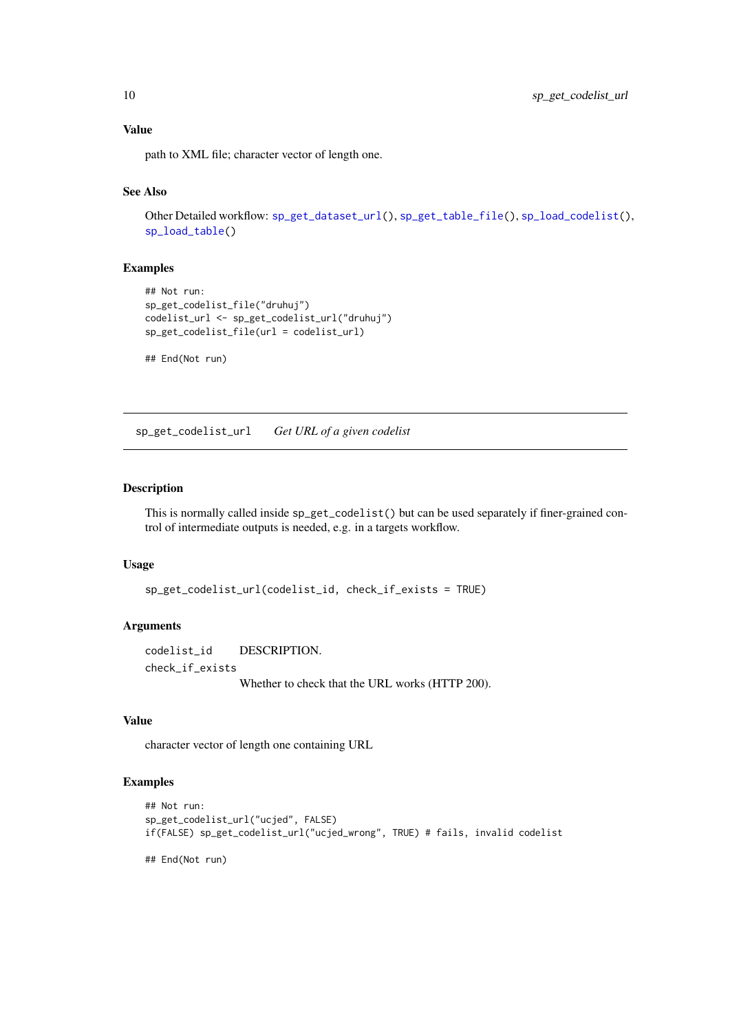### Value

path to XML file; character vector of length one.

### See Also

Other Detailed workflow: `sp_get_dataset_url()`, `sp_get_table_file()`, `sp_load_codelist()`, `sp_load_table()`

### Examples

```
## Not run:
sp_get_codelist_file("druhuj")
codelist_url <- sp_get_codelist_url("druhuj")
sp_get_codelist_file(url = codelist_url)

## End(Not run)
```

---

## sp_get_codelist_url    *Get URL of a given codelist*

### Description

This is normally called inside `sp_get_codelist()` but can be used separately if finer-grained control of intermediate outputs is needed, e.g. in a targets workflow.

### Usage

```
sp_get_codelist_url(codelist_id, check_if_exists = TRUE)
```

### Arguments

| | |
|---|---|
| `codelist_id` | DESCRIPTION. |
| `check_if_exists` | Whether to check that the URL works (HTTP 200). |

### Value

character vector of length one containing URL

### Examples

```
## Not run:
sp_get_codelist_url("ucjed", FALSE)
if(FALSE) sp_get_codelist_url("ucjed_wrong", TRUE) # fails, invalid codelist

## End(Not run)
```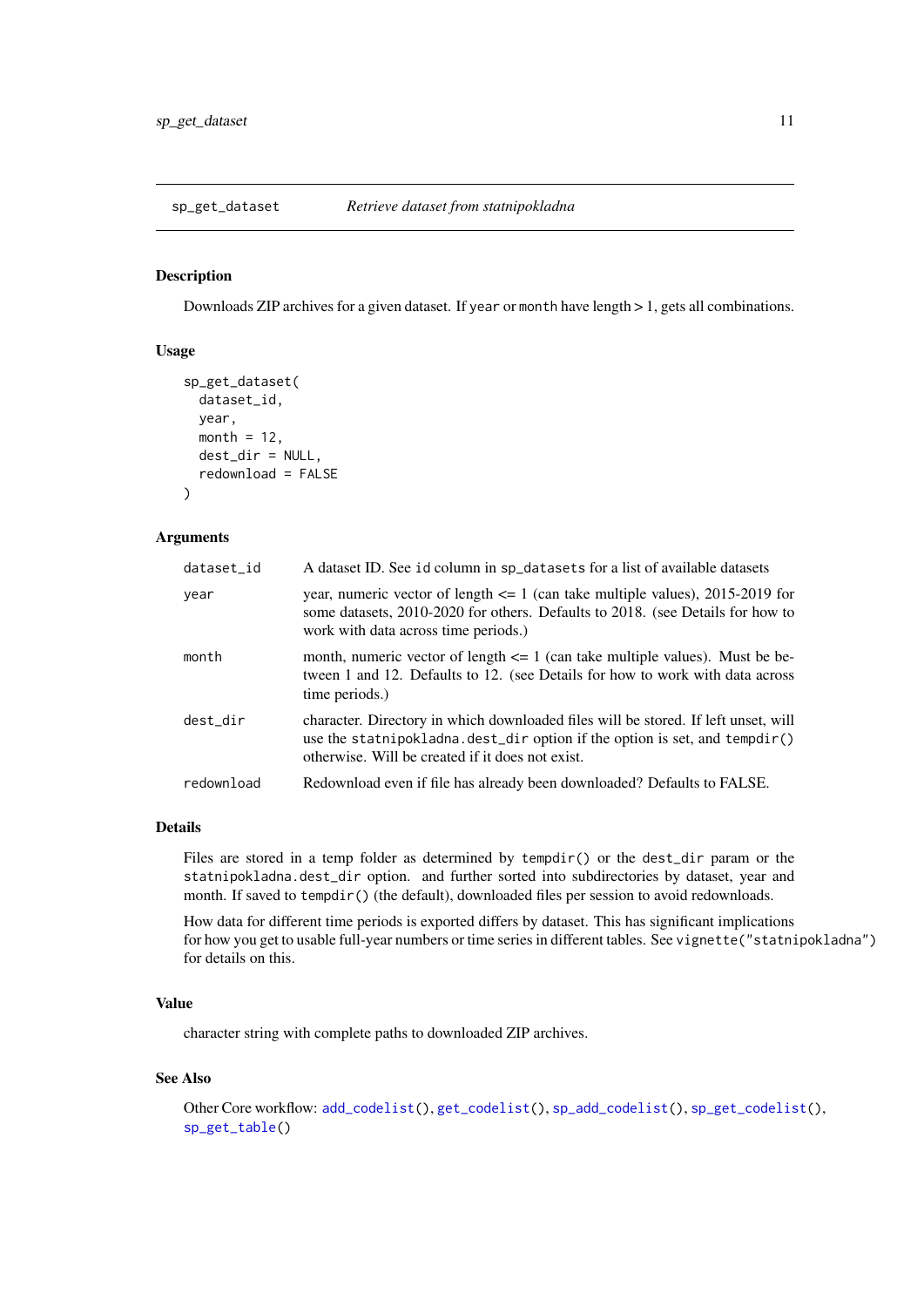## sp_get_dataset    *Retrieve dataset from statnipokladna*

### Description

Downloads ZIP archives for a given dataset. If `year` or `month` have length > 1, gets all combinations.

### Usage

```
sp_get_dataset(
  dataset_id,
  year,
  month = 12,
  dest_dir = NULL,
  redownload = FALSE
)
```

### Arguments

| | |
|---|---|
| `dataset_id` | A dataset ID. See `id` column in `sp_datasets` for a list of available datasets |
| `year` | year, numeric vector of length <= 1 (can take multiple values), 2015-2019 for some datasets, 2010-2020 for others. Defaults to 2018. (see Details for how to work with data across time periods.) |
| `month` | month, numeric vector of length <= 1 (can take multiple values). Must be between 1 and 12. Defaults to 12. (see Details for how to work with data across time periods.) |
| `dest_dir` | character. Directory in which downloaded files will be stored. If left unset, will use the `statnipokladna.dest_dir` option if the option is set, and `tempdir()` otherwise. Will be created if it does not exist. |
| `redownload` | Redownload even if file has already been downloaded? Defaults to FALSE. |

### Details

Files are stored in a temp folder as determined by `tempdir()` or the `dest_dir` param or the `statnipokladna.dest_dir` option. and further sorted into subdirectories by dataset, year and month. If saved to `tempdir()` (the default), downloaded files per session to avoid redownloads.

How data for different time periods is exported differs by dataset. This has significant implications for how you get to usable full-year numbers or time series in different tables. See `vignette("statnipokladna")` for details on this.

### Value

character string with complete paths to downloaded ZIP archives.

### See Also

Other Core workflow: `add_codelist()`, `get_codelist()`, `sp_add_codelist()`, `sp_get_codelist()`, `sp_get_table()`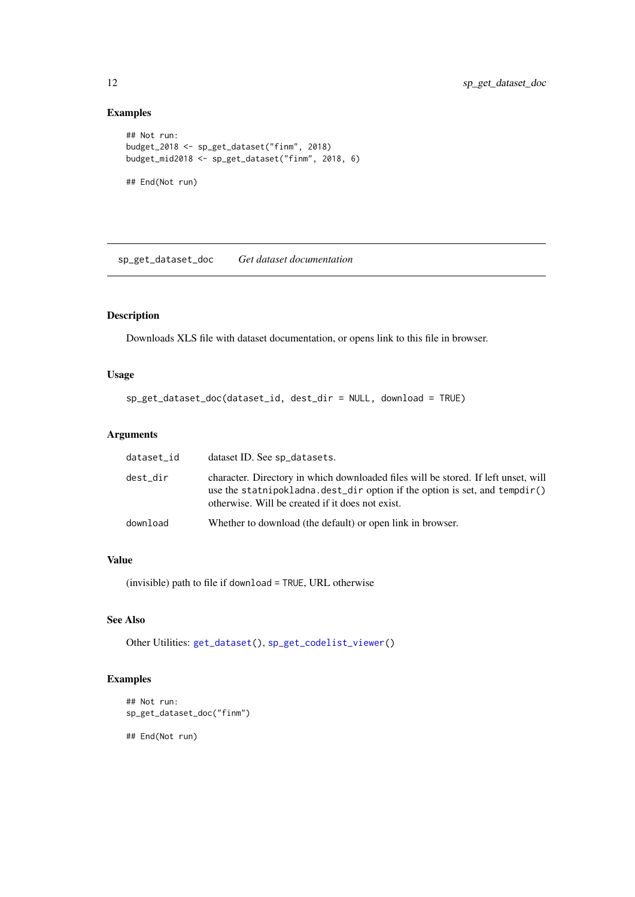### Examples

```
## Not run:
budget_2018 <- sp_get_dataset("finm", 2018)
budget_mid2018 <- sp_get_dataset("finm", 2018, 6)

## End(Not run)
```

---

## sp_get_dataset_doc — *Get dataset documentation*

---

### Description

Downloads XLS file with dataset documentation, or opens link to this file in browser.

### Usage

```
sp_get_dataset_doc(dataset_id, dest_dir = NULL, download = TRUE)
```

### Arguments

| | |
|---|---|
| `dataset_id` | dataset ID. See `sp_datasets`. |
| `dest_dir` | character. Directory in which downloaded files will be stored. If left unset, will use the `statnipokladna.dest_dir` option if the option is set, and `tempdir()` otherwise. Will be created if it does not exist. |
| `download` | Whether to download (the default) or open link in browser. |

### Value

(invisible) path to file if `download = TRUE`, URL otherwise

### See Also

Other Utilities: `get_dataset()`, `sp_get_codelist_viewer()`

### Examples

```
## Not run:
sp_get_dataset_doc("finm")

## End(Not run)
```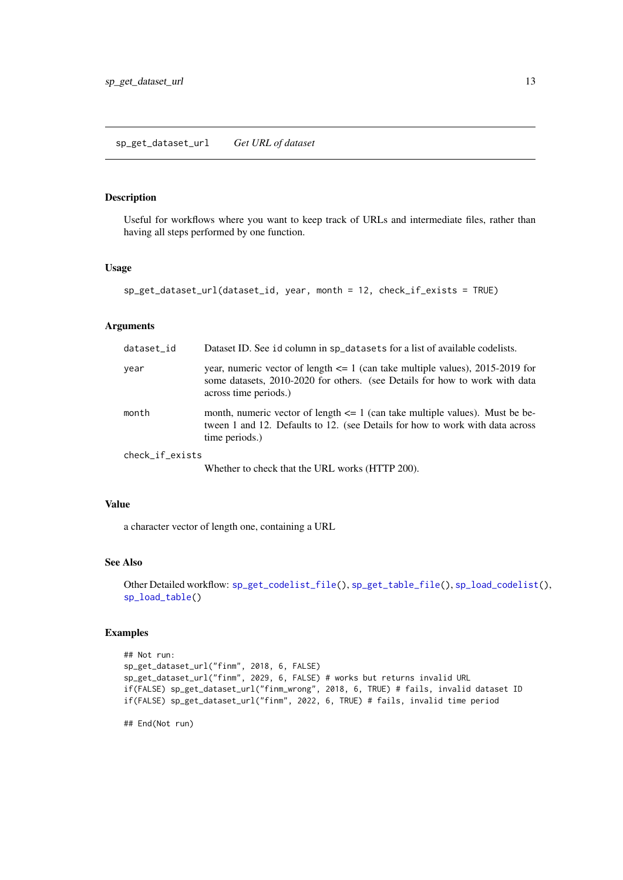## sp_get_dataset_url    *Get URL of dataset*

### Description

Useful for workflows where you want to keep track of URLs and intermediate files, rather than having all steps performed by one function.

### Usage

```
sp_get_dataset_url(dataset_id, year, month = 12, check_if_exists = TRUE)
```

### Arguments

| | |
|---|---|
| `dataset_id` | Dataset ID. See `id` column in `sp_datasets` for a list of available codelists. |
| `year` | year, numeric vector of length <= 1 (can take multiple values), 2015-2019 for some datasets, 2010-2020 for others. (see Details for how to work with data across time periods.) |
| `month` | month, numeric vector of length <= 1 (can take multiple values). Must be between 1 and 12. Defaults to 12. (see Details for how to work with data across time periods.) |
| `check_if_exists` | Whether to check that the URL works (HTTP 200). |

### Value

a character vector of length one, containing a URL

### See Also

Other Detailed workflow: `sp_get_codelist_file()`, `sp_get_table_file()`, `sp_load_codelist()`, `sp_load_table()`

### Examples

```
## Not run:
sp_get_dataset_url("finm", 2018, 6, FALSE)
sp_get_dataset_url("finm", 2029, 6, FALSE) # works but returns invalid URL
if(FALSE) sp_get_dataset_url("finm_wrong", 2018, 6, TRUE) # fails, invalid dataset ID
if(FALSE) sp_get_dataset_url("finm", 2022, 6, TRUE) # fails, invalid time period

## End(Not run)
```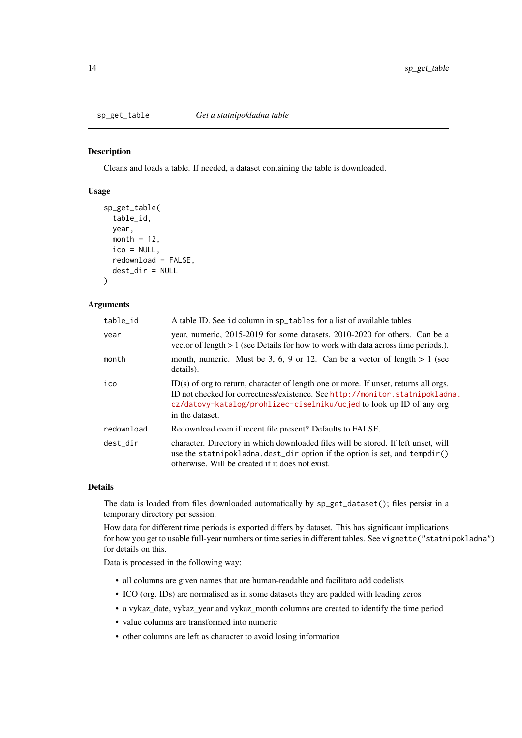## sp_get_table — *Get a statnipokladna table*

### Description

Cleans and loads a table. If needed, a dataset containing the table is downloaded.

### Usage

```
sp_get_table(
  table_id,
  year,
  month = 12,
  ico = NULL,
  redownload = FALSE,
  dest_dir = NULL
)
```

### Arguments

| | |
|---|---|
| `table_id` | A table ID. See `id` column in `sp_tables` for a list of available tables |
| `year` | year, numeric, 2015-2019 for some datasets, 2010-2020 for others. Can be a vector of length > 1 (see Details for how to work with data across time periods.). |
| `month` | month, numeric. Must be 3, 6, 9 or 12. Can be a vector of length > 1 (see details). |
| `ico` | ID(s) of org to return, character of length one or more. If unset, returns all orgs. ID not checked for correctness/existence. See http://monitor.statnipokladna.cz/datovy-katalog/prohlizec-ciselniku/ucjed to look up ID of any org in the dataset. |
| `redownload` | Redownload even if recent file present? Defaults to FALSE. |
| `dest_dir` | character. Directory in which downloaded files will be stored. If left unset, will use the `statnipokladna.dest_dir` option if the option is set, and `tempdir()` otherwise. Will be created if it does not exist. |

### Details

The data is loaded from files downloaded automatically by `sp_get_dataset()`; files persist in a temporary directory per session.

How data for different time periods is exported differs by dataset. This has significant implications for how you get to usable full-year numbers or time series in different tables. See `vignette("statnipokladna")` for details on this.

Data is processed in the following way:

- all columns are given names that are human-readable and facilitato add codelists
- ICO (org. IDs) are normalised as in some datasets they are padded with leading zeros
- a vykaz_date, vykaz_year and vykaz_month columns are created to identify the time period
- value columns are transformed into numeric
- other columns are left as character to avoid losing information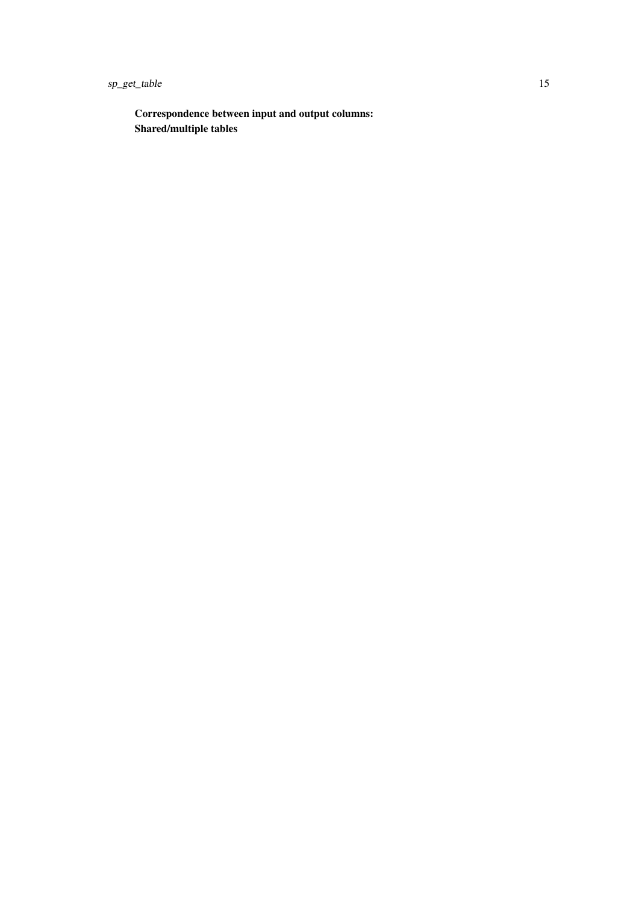**Correspondence between input and output columns:**

**Shared/multiple tables**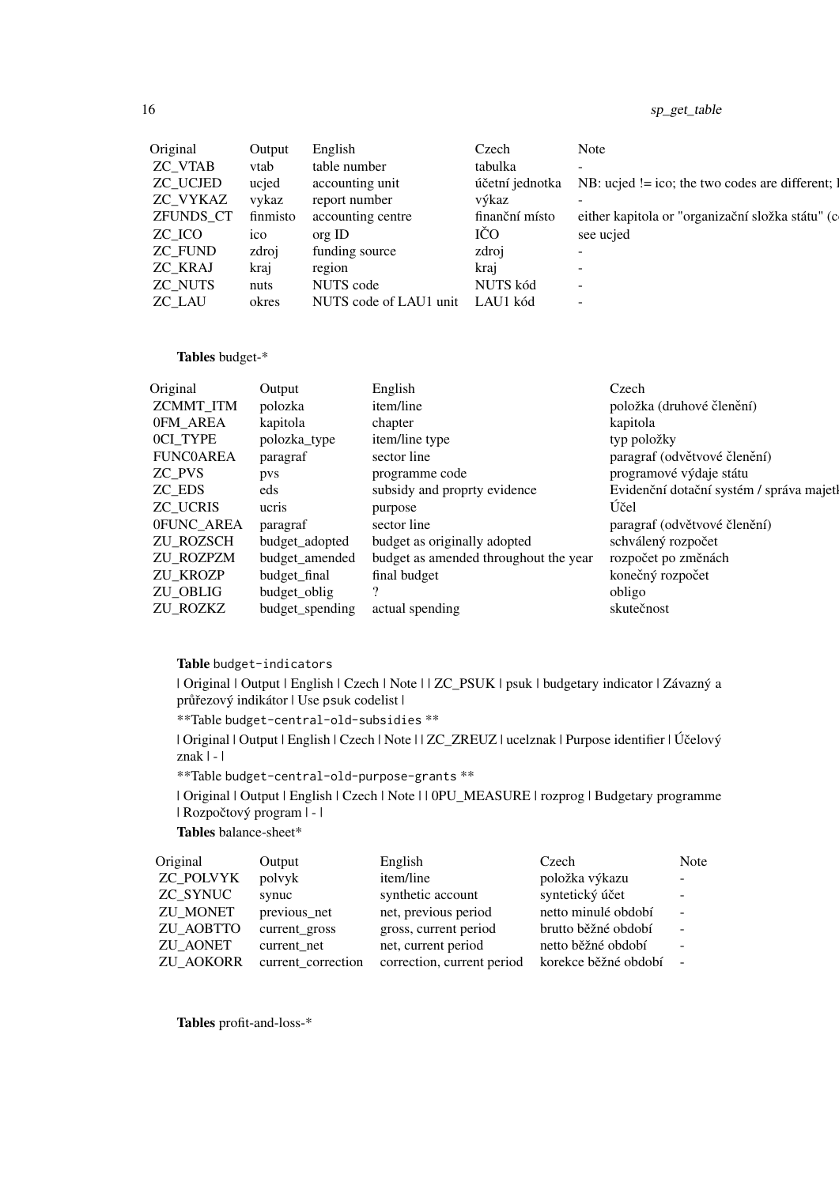| Original | Output | English | Czech | Note |
|---|---|---|---|---|
| ZC_VTAB | vtab | table number | tabulka | - |
| ZC_UCJED | ucjed | accounting unit | účetní jednotka | NB: ucjed != ico; the two codes are different; l |
| ZC_VYKAZ | vykaz | report number | výkaz | - |
| ZFUNDS_CT | finmisto | accounting centre | finanční místo | either kapitola or "organizační složka státu" (c |
| ZC_ICO | ico | org ID | IČO | see ucjed |
| ZC_FUND | zdroj | funding source | zdroj | - |
| ZC_KRAJ | kraj | region | kraj | - |
| ZC_NUTS | nuts | NUTS code | NUTS kód | - |
| ZC_LAU | okres | NUTS code of LAU1 unit | LAU1 kód | - |

**Tables** budget-*

| Original | Output | English | Czech |
|---|---|---|---|
| ZCMMT_ITM | polozka | item/line | položka (druhové členění) |
| 0FM_AREA | kapitola | chapter | kapitola |
| 0CI_TYPE | polozka_type | item/line type | typ položky |
| FUNC0AREA | paragraf | sector line | paragraf (odvětvové členění) |
| ZC_PVS | pvs | programme code | programové výdaje státu |
| ZC_EDS | eds | subsidy and proprty evidence | Evidenční dotační systém / správa majetk |
| ZC_UCRIS | ucris | purpose | Účel |
| 0FUNC_AREA | paragraf | sector line | paragraf (odvětvové členění) |
| ZU_ROZSCH | budget_adopted | budget as originally adopted | schválený rozpočet |
| ZU_ROZPZM | budget_amended | budget as amended throughout the year | rozpočet po změnách |
| ZU_KROZP | budget_final | final budget | konečný rozpočet |
| ZU_OBLIG | budget_oblig | ? | obligo |
| ZU_ROZKZ | budget_spending | actual spending | skutečnost |

**Table** `budget-indicators`

| Original | Output | English | Czech | Note | | ZC_PSUK | psuk | budgetary indicator | Závazný a průřezový indikátor | Use psuk codelist |

**Table `budget-central-old-subsidies` **

| Original | Output | English | Czech | Note | | ZC_ZREUZ | ucelznak | Purpose identifier | Účelový znak | - |

**Table `budget-central-old-purpose-grants` **

| Original | Output | English | Czech | Note | | 0PU_MEASURE | rozprog | Budgetary programme | Rozpočtový program | - |

**Tables** balance-sheet*

| Original | Output | English | Czech | Note |
|---|---|---|---|---|
| ZC_POLVYK | polvyk | item/line | položka výkazu | - |
| ZC_SYNUC | synuc | synthetic account | syntetický účet | - |
| ZU_MONET | previous_net | net, previous period | netto minulé období | - |
| ZU_AOBTTO | current_gross | gross, current period | brutto běžné období | - |
| ZU_AONET | current_net | net, current period | netto běžné období | - |
| ZU_AOKORR | current_correction | correction, current period | korekce běžné období | - |

**Tables** profit-and-loss-*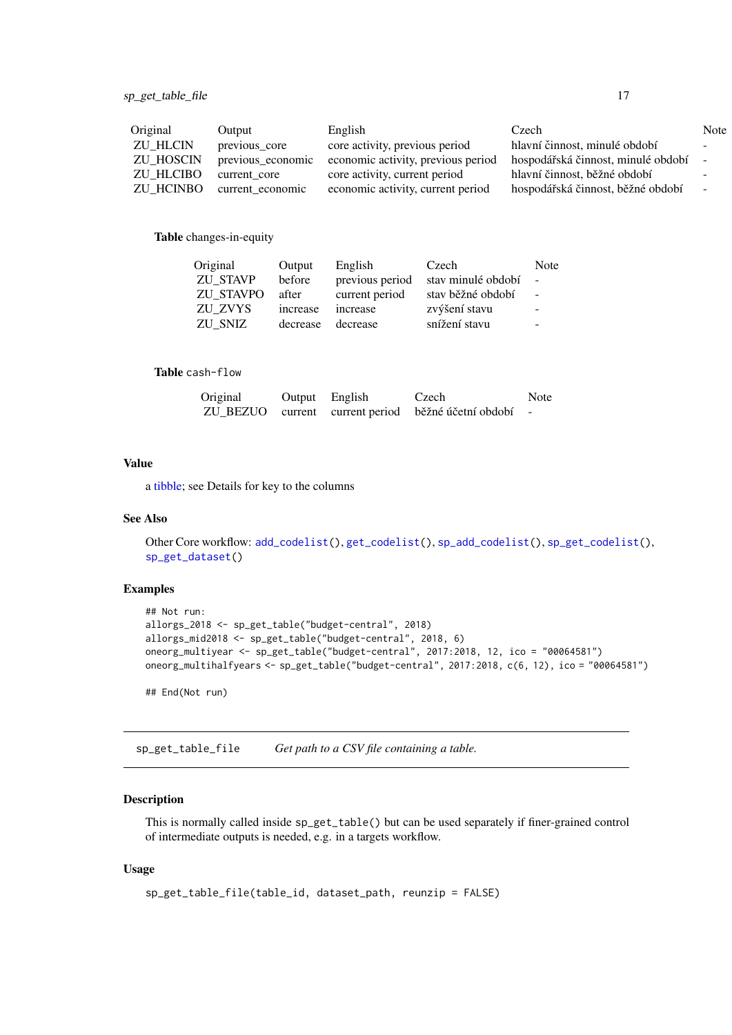| Original | Output | English | Czech | Note |
| --- | --- | --- | --- | --- |
| ZU_HLCIN | previous_core | core activity, previous period | hlavní činnost, minulé období | - |
| ZU_HOSCIN | previous_economic | economic activity, previous period | hospodářská činnost, minulé období | - |
| ZU_HLCIBO | current_core | core activity, current period | hlavní činnost, běžné období | - |
| ZU_HCINBO | current_economic | economic activity, current period | hospodářská činnost, běžné období | - |

**Table** changes-in-equity

| Original | Output | English | Czech | Note |
| --- | --- | --- | --- | --- |
| ZU_STAVP | before | previous period | stav minulé období | - |
| ZU_STAVPO | after | current period | stav běžné období | - |
| ZU_ZVYS | increase | increase | zvýšení stavu | - |
| ZU_SNIZ | decrease | decrease | snížení stavu | - |

**Table** `cash-flow`

| Original | Output | English | Czech | Note |
| --- | --- | --- | --- | --- |
| ZU_BEZUO | current | current period | běžné účetní období | - |

### Value

a tibble; see Details for key to the columns

### See Also

Other Core workflow: `add_codelist()`, `get_codelist()`, `sp_add_codelist()`, `sp_get_codelist()`, `sp_get_dataset()`

### Examples

```
## Not run:
allorgs_2018 <- sp_get_table("budget-central", 2018)
allorgs_mid2018 <- sp_get_table("budget-central", 2018, 6)
oneorg_multiyear <- sp_get_table("budget-central", 2017:2018, 12, ico = "00064581")
oneorg_multihalfyears <- sp_get_table("budget-central", 2017:2018, c(6, 12), ico = "00064581")

## End(Not run)
```

---

## `sp_get_table_file` *Get path to a CSV file containing a table.*

---

### Description

This is normally called inside `sp_get_table()` but can be used separately if finer-grained control of intermediate outputs is needed, e.g. in a targets workflow.

### Usage

```
sp_get_table_file(table_id, dataset_path, reunzip = FALSE)
```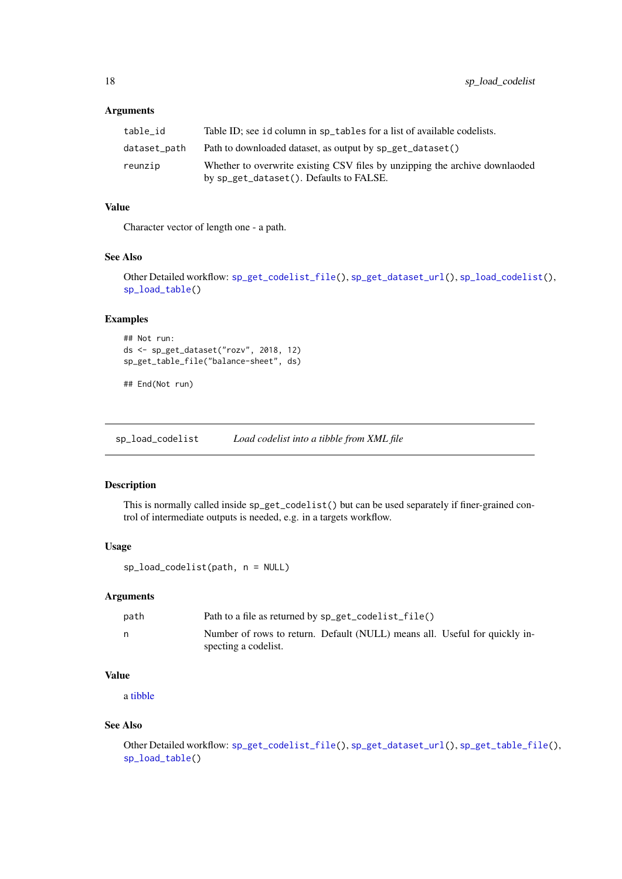### Arguments

| | |
|---|---|
| `table_id` | Table ID; see `id` column in `sp_tables` for a list of available codelists. |
| `dataset_path` | Path to downloaded dataset, as output by `sp_get_dataset()` |
| `reunzip` | Whether to overwrite existing CSV files by unzipping the archive downlaoded by `sp_get_dataset()`. Defaults to FALSE. |

### Value

Character vector of length one - a path.

### See Also

Other Detailed workflow: `sp_get_codelist_file()`, `sp_get_dataset_url()`, `sp_load_codelist()`, `sp_load_table()`

### Examples

```
## Not run:
ds <- sp_get_dataset("rozv", 2018, 12)
sp_get_table_file("balance-sheet", ds)

## End(Not run)
```

---

## sp_load_codelist &emsp; *Load codelist into a tibble from XML file*

---

### Description

This is normally called inside `sp_get_codelist()` but can be used separately if finer-grained control of intermediate outputs is needed, e.g. in a targets workflow.

### Usage

```
sp_load_codelist(path, n = NULL)
```

### Arguments

| | |
|---|---|
| `path` | Path to a file as returned by `sp_get_codelist_file()` |
| `n` | Number of rows to return. Default (NULL) means all. Useful for quickly inspecting a codelist. |

### Value

a tibble

### See Also

Other Detailed workflow: `sp_get_codelist_file()`, `sp_get_dataset_url()`, `sp_get_table_file()`, `sp_load_table()`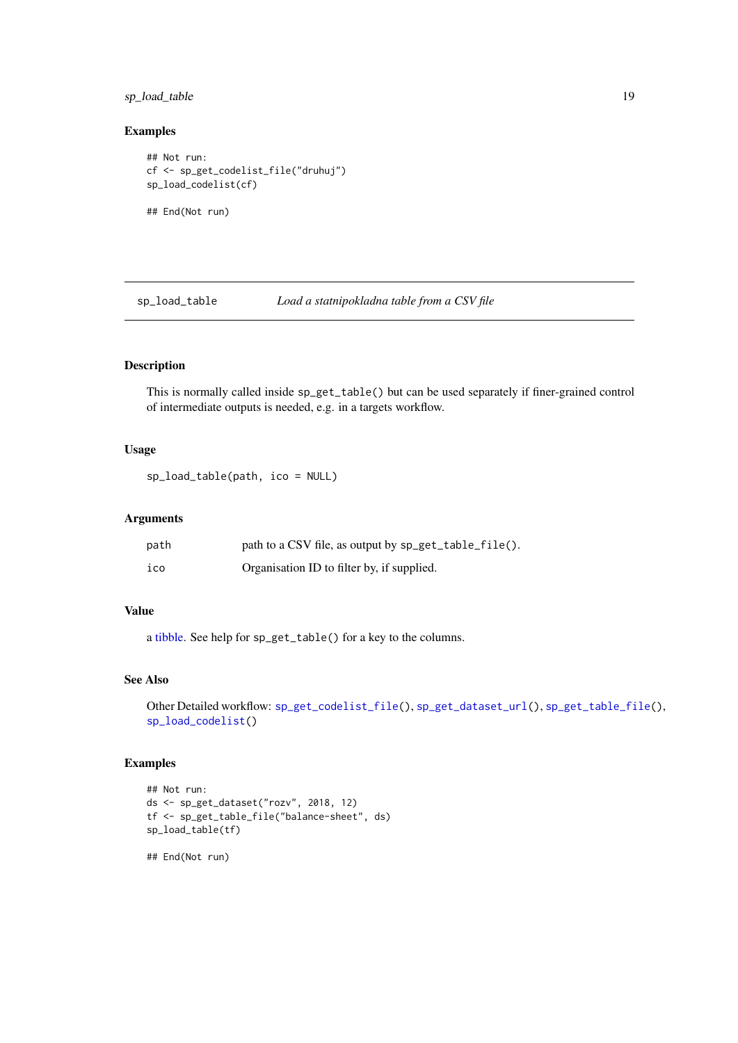### Examples

```
## Not run:
cf <- sp_get_codelist_file("druhuj")
sp_load_codelist(cf)

## End(Not run)
```

---

## sp_load_table — *Load a statnipokladna table from a CSV file*

---

### Description

This is normally called inside `sp_get_table()` but can be used separately if finer-grained control of intermediate outputs is needed, e.g. in a targets workflow.

### Usage

```
sp_load_table(path, ico = NULL)
```

### Arguments

| | |
|---|---|
| `path` | path to a CSV file, as output by `sp_get_table_file()`. |
| `ico` | Organisation ID to filter by, if supplied. |

### Value

a tibble. See help for `sp_get_table()` for a key to the columns.

### See Also

Other Detailed workflow: `sp_get_codelist_file()`, `sp_get_dataset_url()`, `sp_get_table_file()`, `sp_load_codelist()`

### Examples

```
## Not run:
ds <- sp_get_dataset("rozv", 2018, 12)
tf <- sp_get_table_file("balance-sheet", ds)
sp_load_table(tf)

## End(Not run)
```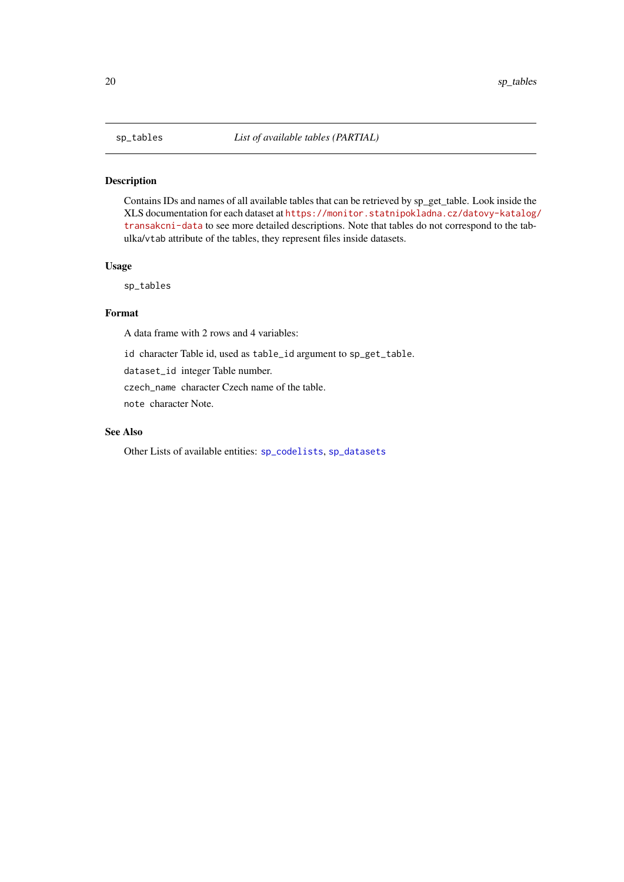sp_tables *List of available tables (PARTIAL)*

### Description

Contains IDs and names of all available tables that can be retrieved by sp_get_table. Look inside the XLS documentation for each dataset at https://monitor.statnipokladna.cz/datovy-katalog/transakcni-data to see more detailed descriptions. Note that tables do not correspond to the tabulka/vtab attribute of the tables, they represent files inside datasets.

### Usage

```
sp_tables
```

### Format

A data frame with 2 rows and 4 variables:

`id` character Table id, used as `table_id` argument to `sp_get_table`.

`dataset_id` integer Table number.

`czech_name` character Czech name of the table.

`note` character Note.

### See Also

Other Lists of available entities: `sp_codelists`, `sp_datasets`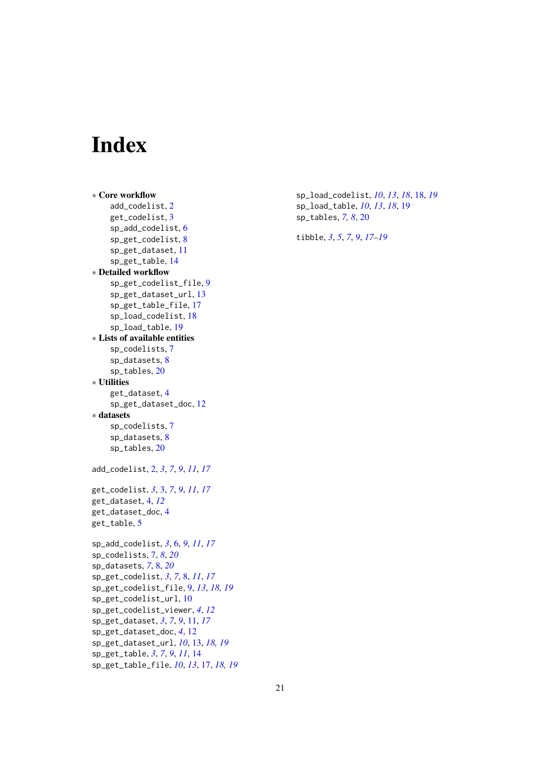# Index

∗ **Core workflow**
- add_codelist, 2
- get_codelist, 3
- sp_add_codelist, 6
- sp_get_codelist, 8
- sp_get_dataset, 11
- sp_get_table, 14

∗ **Detailed workflow**
- sp_get_codelist_file, 9
- sp_get_dataset_url, 13
- sp_get_table_file, 17
- sp_load_codelist, 18
- sp_load_table, 19

∗ **Lists of available entities**
- sp_codelists, 7
- sp_datasets, 8
- sp_tables, 20

∗ **Utilities**
- get_dataset, 4
- sp_get_dataset_doc, 12

∗ **datasets**
- sp_codelists, 7
- sp_datasets, 8
- sp_tables, 20

add_codelist, 2, *3*, *7*, *9*, *11*, *17*

get_codelist, *3*, 3, *7*, *9*, *11*, *17*
get_dataset, 4, *12*
get_dataset_doc, 4
get_table, 5

sp_add_codelist, *3*, 6, *9*, *11*, *17*
sp_codelists, 7, *8*, *20*
sp_datasets, *7*, 8, *20*
sp_get_codelist, *3*, *7*, 8, *11*, *17*
sp_get_codelist_file, 9, *13*, *18*, *19*
sp_get_codelist_url, 10
sp_get_codelist_viewer, *4*, *12*
sp_get_dataset, *3*, *7*, *9*, 11, *17*
sp_get_dataset_doc, *4*, 12
sp_get_dataset_url, *10*, 13, *18*, *19*
sp_get_table, *3*, *7*, *9*, *11*, 14
sp_get_table_file, *10*, *13*, 17, *18*, *19*
sp_load_codelist, *10*, *13*, *18*, 18, *19*
sp_load_table, *10*, *13*, *18*, 19
sp_tables, *7*, *8*, 20

tibble, *3*, *5*, *7*, *9*, *17–19*